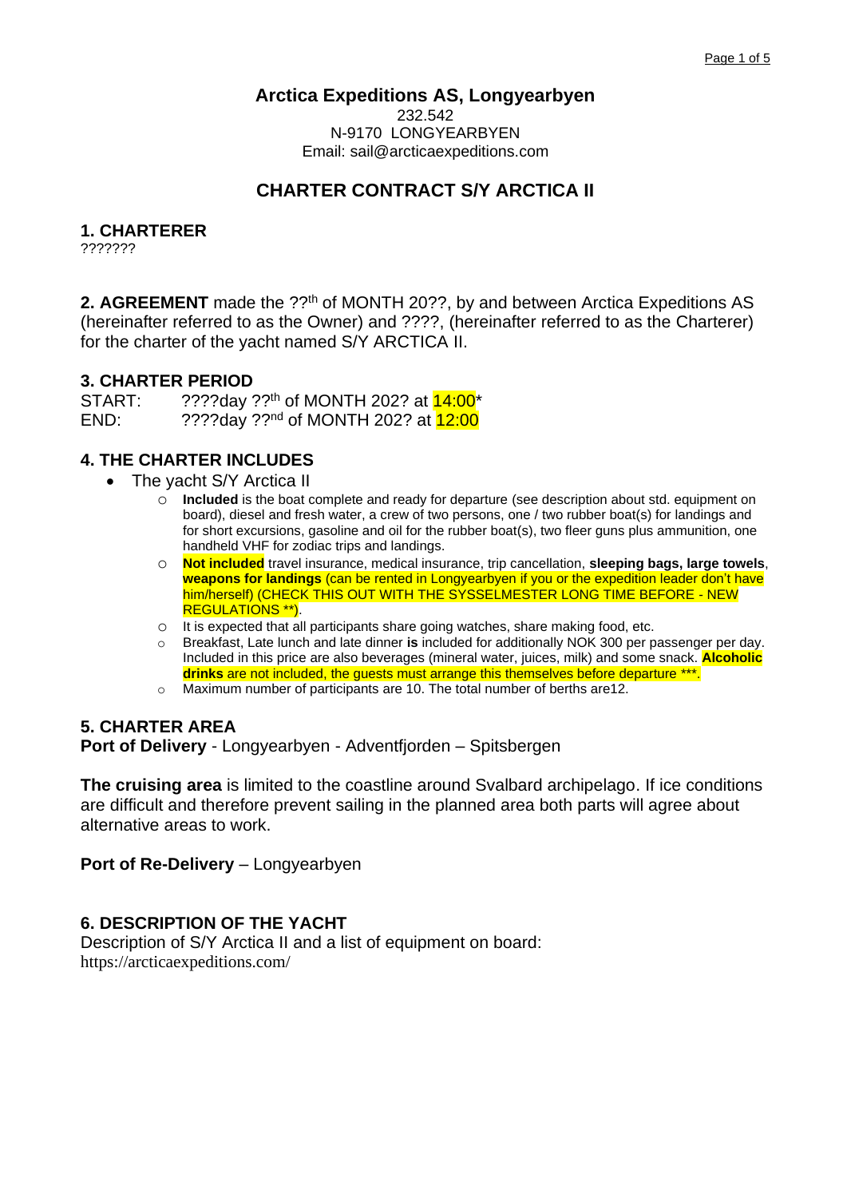# Arctica Expeditions AS, Longyearbyen

232.542
N-9170 LONGYEARBYEN
Email: sail@arcticaexpeditions.com

## CHARTER CONTRACT S/Y ARCTICA II

### 1. CHARTERER

???????

**2. AGREEMENT** made the ??th of MONTH 20??, by and between Arctica Expeditions AS (hereinafter referred to as the Owner) and ????, (hereinafter referred to as the Charterer) for the charter of the yacht named S/Y ARCTICA II.

### 3. CHARTER PERIOD

START: ????day ??th of MONTH 202? at 14:00*
END: ????day ??nd of MONTH 202? at 12:00

### 4. THE CHARTER INCLUDES

- The yacht S/Y Arctica II
  - **Included** is the boat complete and ready for departure (see description about std. equipment on board), diesel and fresh water, a crew of two persons, one / two rubber boat(s) for landings and for short excursions, gasoline and oil for the rubber boat(s), two fleer guns plus ammunition, one handheld VHF for zodiac trips and landings.
  - **Not included** travel insurance, medical insurance, trip cancellation, **sleeping bags, large towels**, **weapons for landings** (can be rented in Longyearbyen if you or the expedition leader don't have him/herself) (CHECK THIS OUT WITH THE SYSSELMESTER LONG TIME BEFORE - NEW REGULATIONS **).
  - It is expected that all participants share going watches, share making food, etc.
  - Breakfast, Late lunch and late dinner **is** included for additionally NOK 300 per passenger per day. Included in this price are also beverages (mineral water, juices, milk) and some snack. **Alcoholic drinks** are not included, the guests must arrange this themselves before departure ***.
  - Maximum number of participants are 10. The total number of berths are12.

### 5. CHARTER AREA

**Port of Delivery** - Longyearbyen - Adventfjorden – Spitsbergen

**The cruising area** is limited to the coastline around Svalbard archipelago. If ice conditions are difficult and therefore prevent sailing in the planned area both parts will agree about alternative areas to work.

**Port of Re-Delivery** – Longyearbyen

### 6. DESCRIPTION OF THE YACHT

Description of S/Y Arctica II and a list of equipment on board:
https://arcticaexpeditions.com/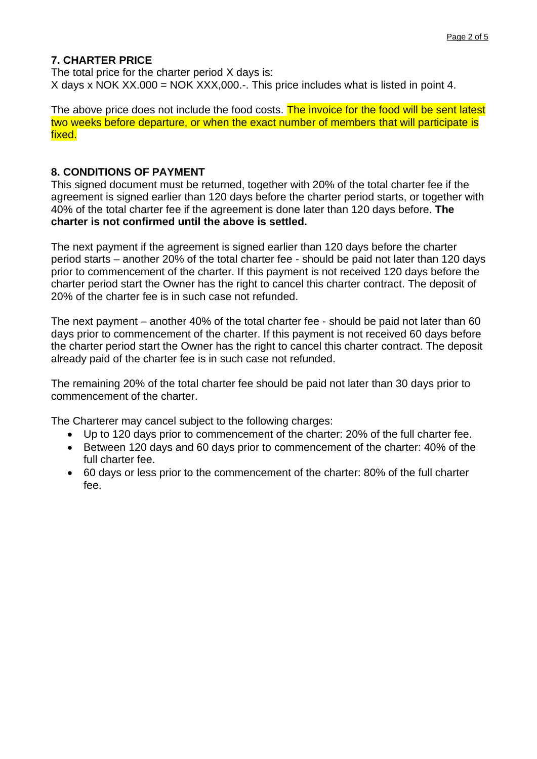## 7. CHARTER PRICE

The total price for the charter period X days is:
X days x NOK XX.000 = NOK XXX,000.-. This price includes what is listed in point 4.

The above price does not include the food costs. The invoice for the food will be sent latest two weeks before departure, or when the exact number of members that will participate is fixed.

## 8. CONDITIONS OF PAYMENT

This signed document must be returned, together with 20% of the total charter fee if the agreement is signed earlier than 120 days before the charter period starts, or together with 40% of the total charter fee if the agreement is done later than 120 days before. **The charter is not confirmed until the above is settled.**

The next payment if the agreement is signed earlier than 120 days before the charter period starts – another 20% of the total charter fee - should be paid not later than 120 days prior to commencement of the charter. If this payment is not received 120 days before the charter period start the Owner has the right to cancel this charter contract. The deposit of 20% of the charter fee is in such case not refunded.

The next payment – another 40% of the total charter fee - should be paid not later than 60 days prior to commencement of the charter. If this payment is not received 60 days before the charter period start the Owner has the right to cancel this charter contract. The deposit already paid of the charter fee is in such case not refunded.

The remaining 20% of the total charter fee should be paid not later than 30 days prior to commencement of the charter.

The Charterer may cancel subject to the following charges:

- Up to 120 days prior to commencement of the charter: 20% of the full charter fee.
- Between 120 days and 60 days prior to commencement of the charter: 40% of the full charter fee.
- 60 days or less prior to the commencement of the charter: 80% of the full charter fee.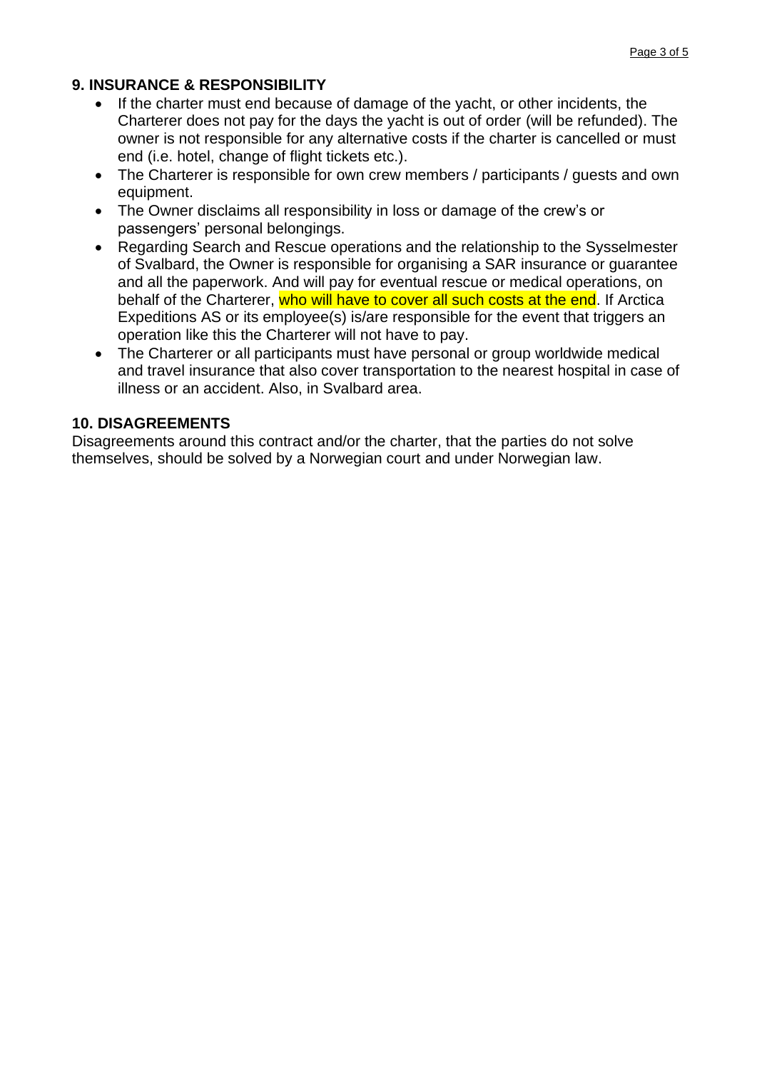## 9. INSURANCE & RESPONSIBILITY

- If the charter must end because of damage of the yacht, or other incidents, the Charterer does not pay for the days the yacht is out of order (will be refunded). The owner is not responsible for any alternative costs if the charter is cancelled or must end (i.e. hotel, change of flight tickets etc.).
- The Charterer is responsible for own crew members / participants / guests and own equipment.
- The Owner disclaims all responsibility in loss or damage of the crew's or passengers' personal belongings.
- Regarding Search and Rescue operations and the relationship to the Sysselmester of Svalbard, the Owner is responsible for organising a SAR insurance or guarantee and all the paperwork. And will pay for eventual rescue or medical operations, on behalf of the Charterer, who will have to cover all such costs at the end. If Arctica Expeditions AS or its employee(s) is/are responsible for the event that triggers an operation like this the Charterer will not have to pay.
- The Charterer or all participants must have personal or group worldwide medical and travel insurance that also cover transportation to the nearest hospital in case of illness or an accident. Also, in Svalbard area.

## 10. DISAGREEMENTS

Disagreements around this contract and/or the charter, that the parties do not solve themselves, should be solved by a Norwegian court and under Norwegian law.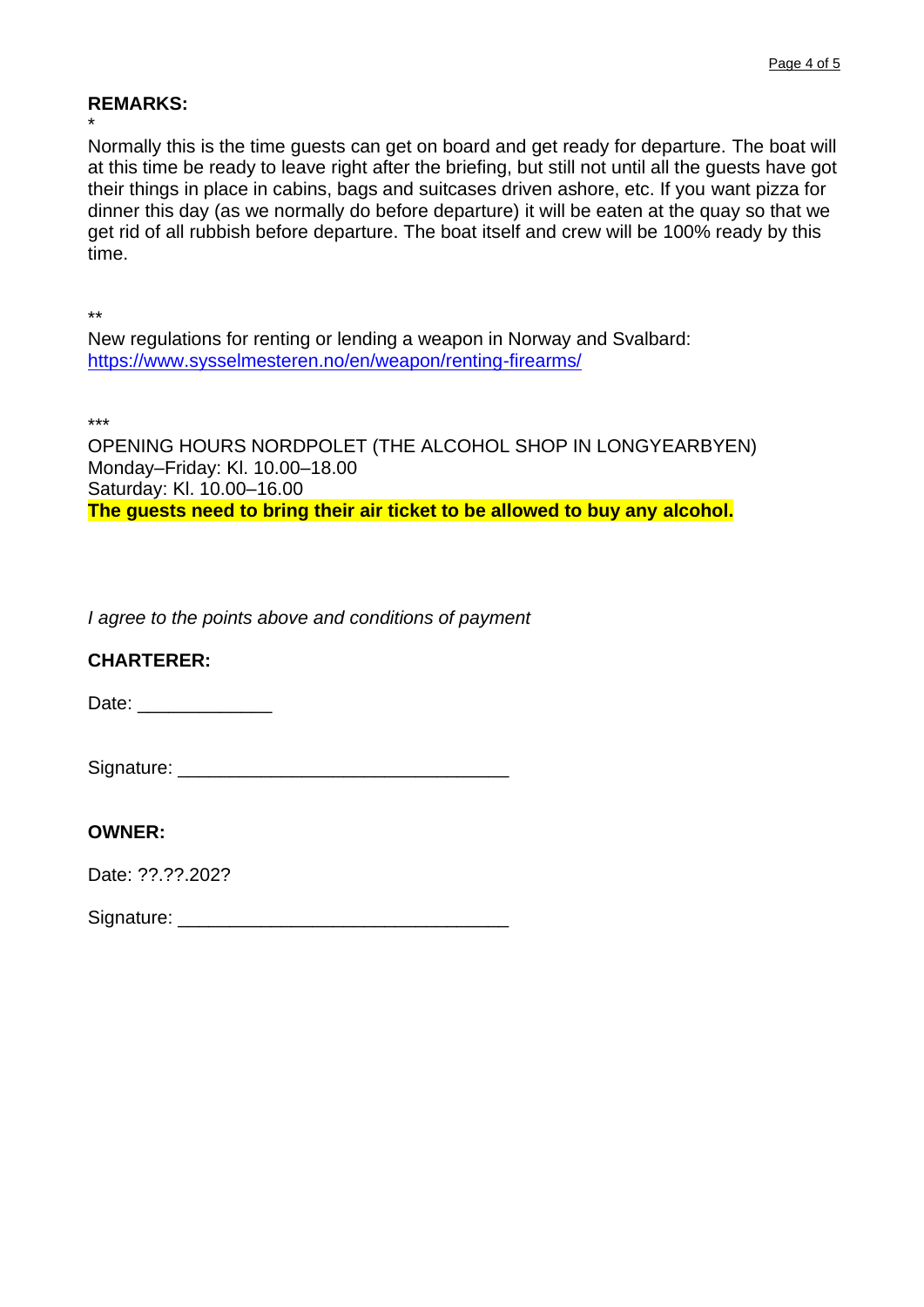**REMARKS:**

*

Normally this is the time guests can get on board and get ready for departure. The boat will at this time be ready to leave right after the briefing, but still not until all the guests have got their things in place in cabins, bags and suitcases driven ashore, etc. If you want pizza for dinner this day (as we normally do before departure) it will be eaten at the quay so that we get rid of all rubbish before departure. The boat itself and crew will be 100% ready by this time.

**

New regulations for renting or lending a weapon in Norway and Svalbard:
[https://www.sysselmesteren.no/en/weapon/renting-firearms/](https://www.sysselmesteren.no/en/weapon/renting-firearms/)

***

OPENING HOURS NORDPOLET (THE ALCOHOL SHOP IN LONGYEARBYEN)
Monday–Friday: Kl. 10.00–18.00
Saturday: Kl. 10.00–16.00
**The guests need to bring their air ticket to be allowed to buy any alcohol.**

*I agree to the points above and conditions of payment*

**CHARTERER:**

Date: _____________

Signature: _______________________________

**OWNER:**

Date: ??.??.202?

Signature: _______________________________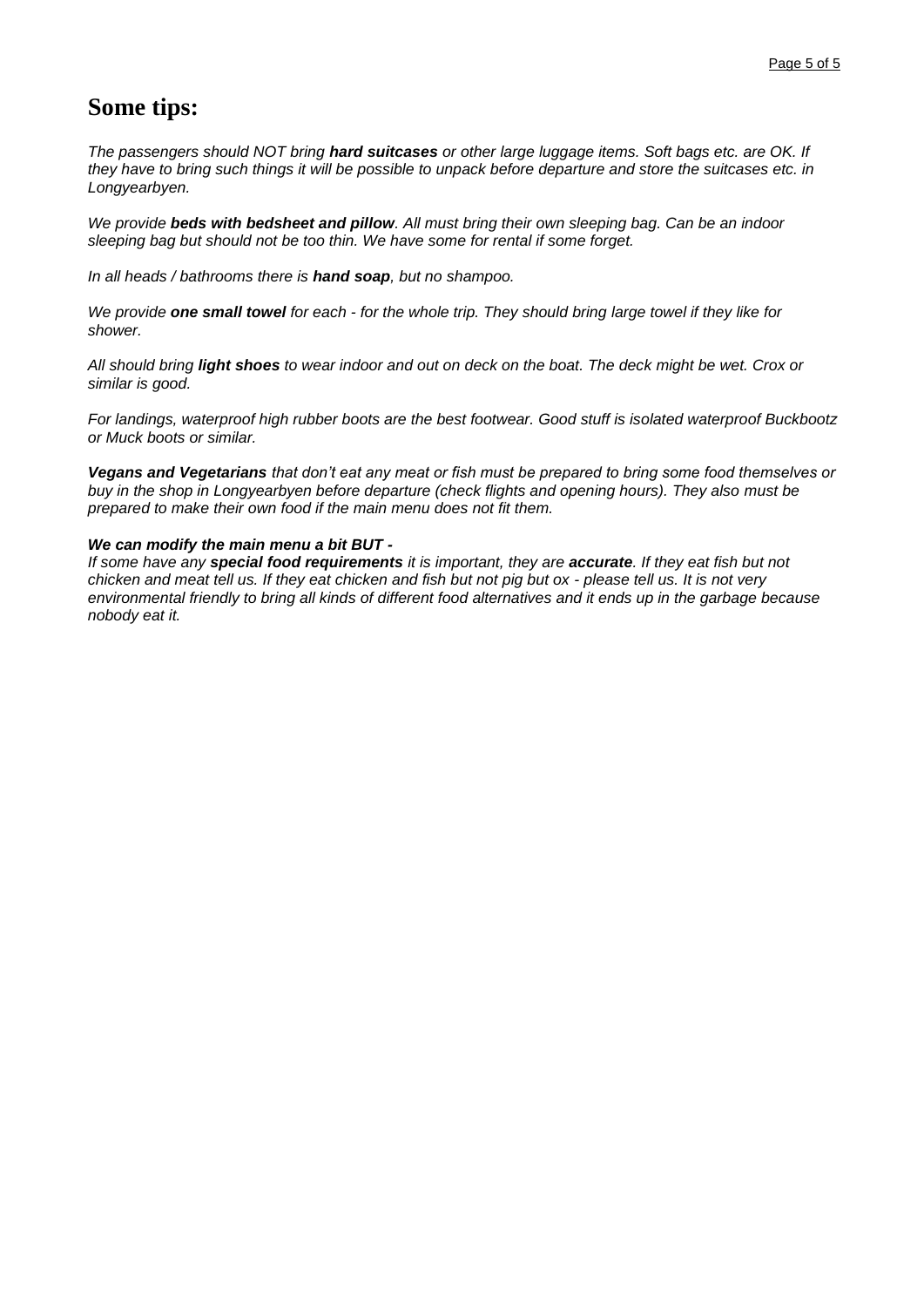# Some tips:

*The passengers should NOT bring **hard suitcases** or other large luggage items. Soft bags etc. are OK. If they have to bring such things it will be possible to unpack before departure and store the suitcases etc. in Longyearbyen.*

*We provide **beds with bedsheet and pillow**. All must bring their own sleeping bag. Can be an indoor sleeping bag but should not be too thin. We have some for rental if some forget.*

*In all heads / bathrooms there is **hand soap**, but no shampoo.*

*We provide **one small towel** for each - for the whole trip. They should bring large towel if they like for shower.*

*All should bring **light shoes** to wear indoor and out on deck on the boat. The deck might be wet. Crox or similar is good.*

*For landings, waterproof high rubber boots are the best footwear. Good stuff is isolated waterproof Buckbootz or Muck boots or similar.*

***Vegans and Vegetarians** that don't eat any meat or fish must be prepared to bring some food themselves or buy in the shop in Longyearbyen before departure (check flights and opening hours). They also must be prepared to make their own food if the main menu does not fit them.*

***We can modify the main menu a bit BUT -***
*If some have any **special food requirements** it is important, they are **accurate**. If they eat fish but not chicken and meat tell us. If they eat chicken and fish but not pig but ox - please tell us. It is not very environmental friendly to bring all kinds of different food alternatives and it ends up in the garbage because nobody eat it.*